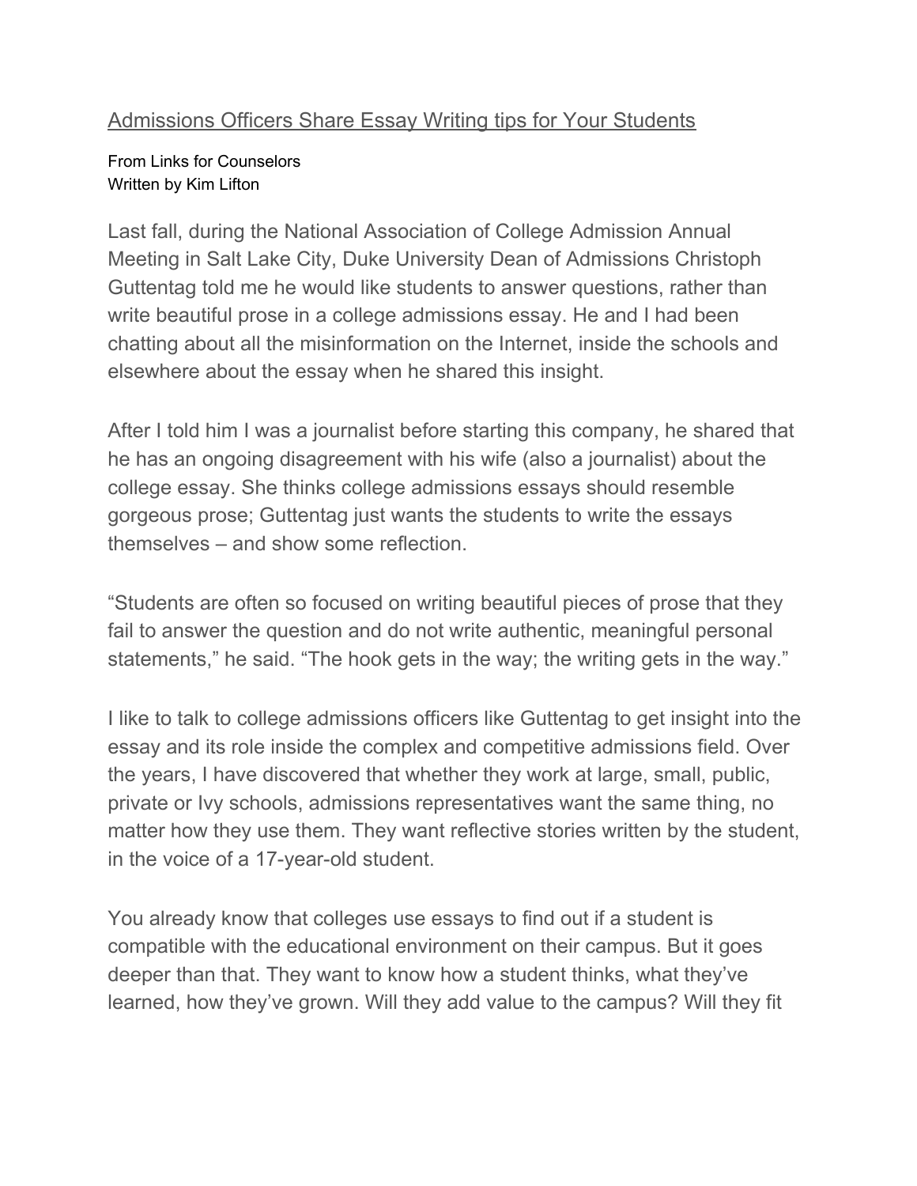# Admissions Officers Share Essay Writing tips for Your Students

From Links for Counselors
Written by Kim Lifton

Last fall, during the National Association of College Admission Annual Meeting in Salt Lake City, Duke University Dean of Admissions Christoph Guttentag told me he would like students to answer questions, rather than write beautiful prose in a college admissions essay. He and I had been chatting about all the misinformation on the Internet, inside the schools and elsewhere about the essay when he shared this insight.

After I told him I was a journalist before starting this company, he shared that he has an ongoing disagreement with his wife (also a journalist) about the college essay. She thinks college admissions essays should resemble gorgeous prose; Guttentag just wants the students to write the essays themselves – and show some reflection.

"Students are often so focused on writing beautiful pieces of prose that they fail to answer the question and do not write authentic, meaningful personal statements," he said. "The hook gets in the way; the writing gets in the way."

I like to talk to college admissions officers like Guttentag to get insight into the essay and its role inside the complex and competitive admissions field. Over the years, I have discovered that whether they work at large, small, public, private or Ivy schools, admissions representatives want the same thing, no matter how they use them. They want reflective stories written by the student, in the voice of a 17-year-old student.

You already know that colleges use essays to find out if a student is compatible with the educational environment on their campus. But it goes deeper than that. They want to know how a student thinks, what they've learned, how they've grown. Will they add value to the campus? Will they fit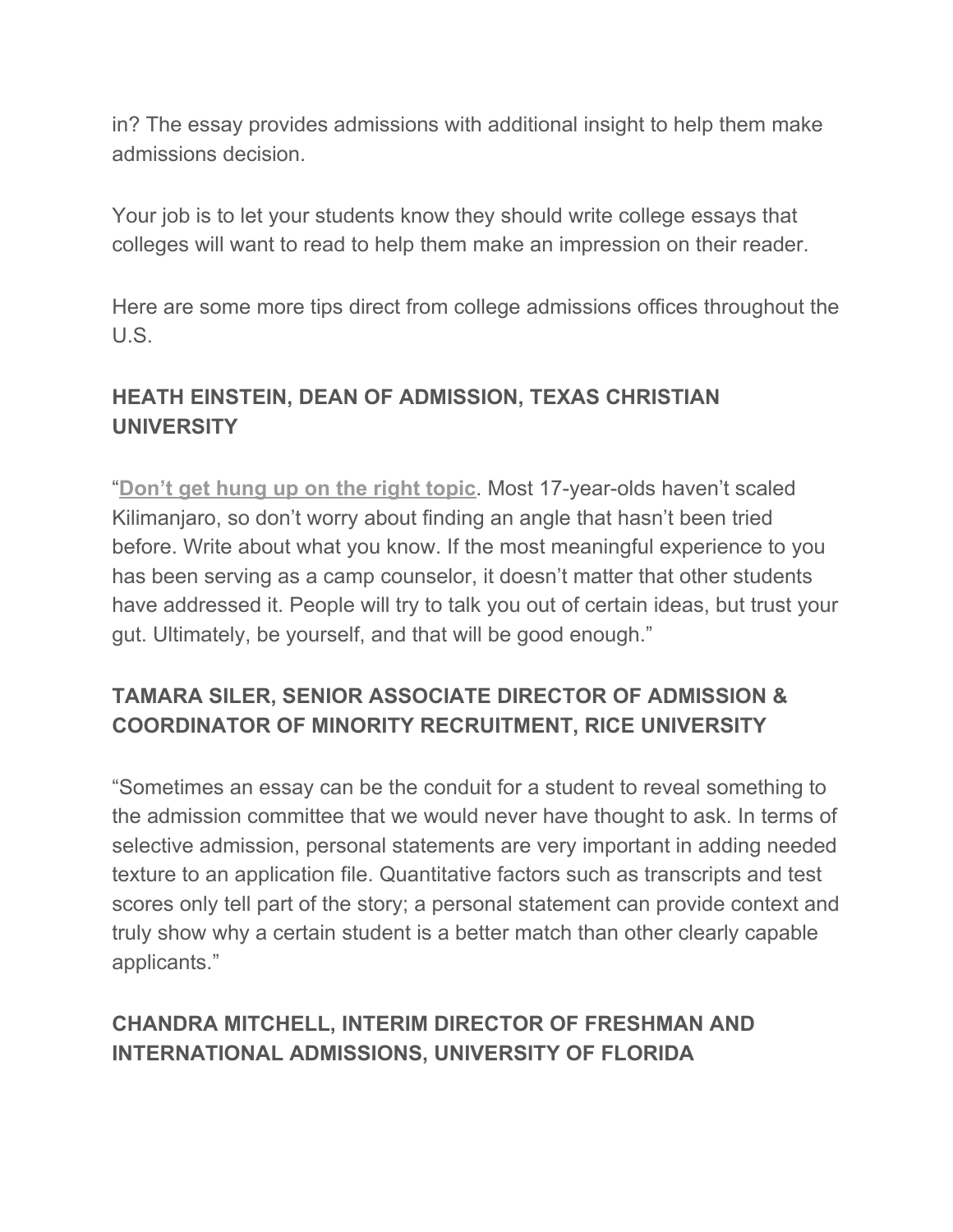in? The essay provides admissions with additional insight to help them make admissions decision.

Your job is to let your students know they should write college essays that colleges will want to read to help them make an impression on their reader.

Here are some more tips direct from college admissions offices throughout the U.S.

### HEATH EINSTEIN, DEAN OF ADMISSION, TEXAS CHRISTIAN UNIVERSITY

"**Don't get hung up on the right topic**. Most 17-year-olds haven't scaled Kilimanjaro, so don't worry about finding an angle that hasn't been tried before. Write about what you know. If the most meaningful experience to you has been serving as a camp counselor, it doesn't matter that other students have addressed it. People will try to talk you out of certain ideas, but trust your gut. Ultimately, be yourself, and that will be good enough."

### TAMARA SILER, SENIOR ASSOCIATE DIRECTOR OF ADMISSION & COORDINATOR OF MINORITY RECRUITMENT, RICE UNIVERSITY

"Sometimes an essay can be the conduit for a student to reveal something to the admission committee that we would never have thought to ask. In terms of selective admission, personal statements are very important in adding needed texture to an application file. Quantitative factors such as transcripts and test scores only tell part of the story; a personal statement can provide context and truly show why a certain student is a better match than other clearly capable applicants."

### CHANDRA MITCHELL, INTERIM DIRECTOR OF FRESHMAN AND INTERNATIONAL ADMISSIONS, UNIVERSITY OF FLORIDA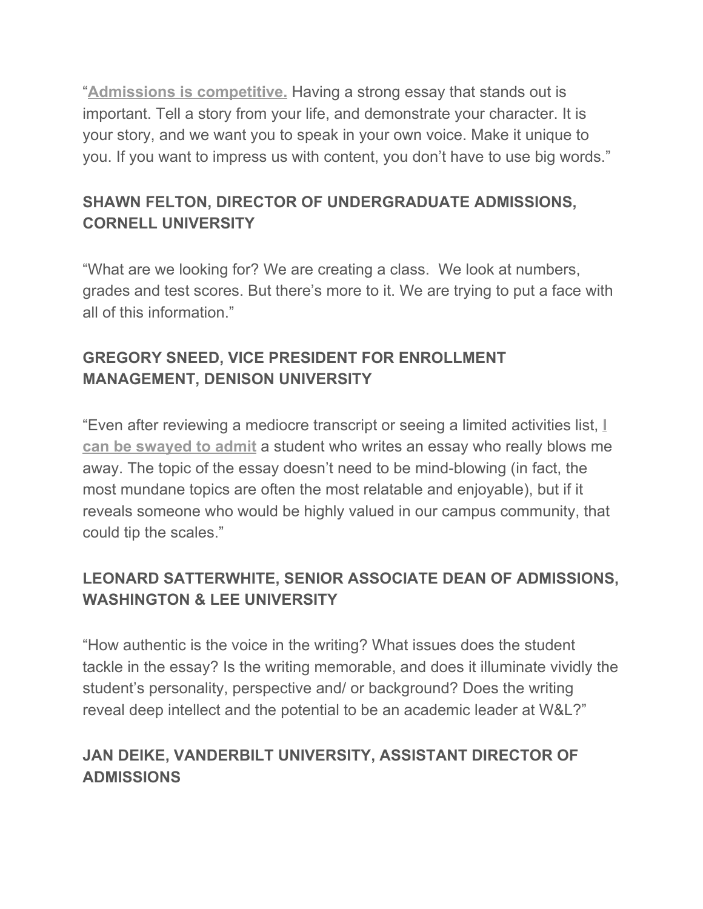"**Admissions is competitive.** Having a strong essay that stands out is important. Tell a story from your life, and demonstrate your character. It is your story, and we want you to speak in your own voice. Make it unique to you. If you want to impress us with content, you don't have to use big words."

### SHAWN FELTON, DIRECTOR OF UNDERGRADUATE ADMISSIONS, CORNELL UNIVERSITY

"What are we looking for? We are creating a class. We look at numbers, grades and test scores. But there's more to it. We are trying to put a face with all of this information."

### GREGORY SNEED, VICE PRESIDENT FOR ENROLLMENT MANAGEMENT, DENISON UNIVERSITY

"Even after reviewing a mediocre transcript or seeing a limited activities list, **I can be swayed to admit** a student who writes an essay who really blows me away. The topic of the essay doesn't need to be mind-blowing (in fact, the most mundane topics are often the most relatable and enjoyable), but if it reveals someone who would be highly valued in our campus community, that could tip the scales."

### LEONARD SATTERWHITE, SENIOR ASSOCIATE DEAN OF ADMISSIONS, WASHINGTON & LEE UNIVERSITY

"How authentic is the voice in the writing? What issues does the student tackle in the essay? Is the writing memorable, and does it illuminate vividly the student's personality, perspective and/ or background? Does the writing reveal deep intellect and the potential to be an academic leader at W&L?"

### JAN DEIKE, VANDERBILT UNIVERSITY, ASSISTANT DIRECTOR OF ADMISSIONS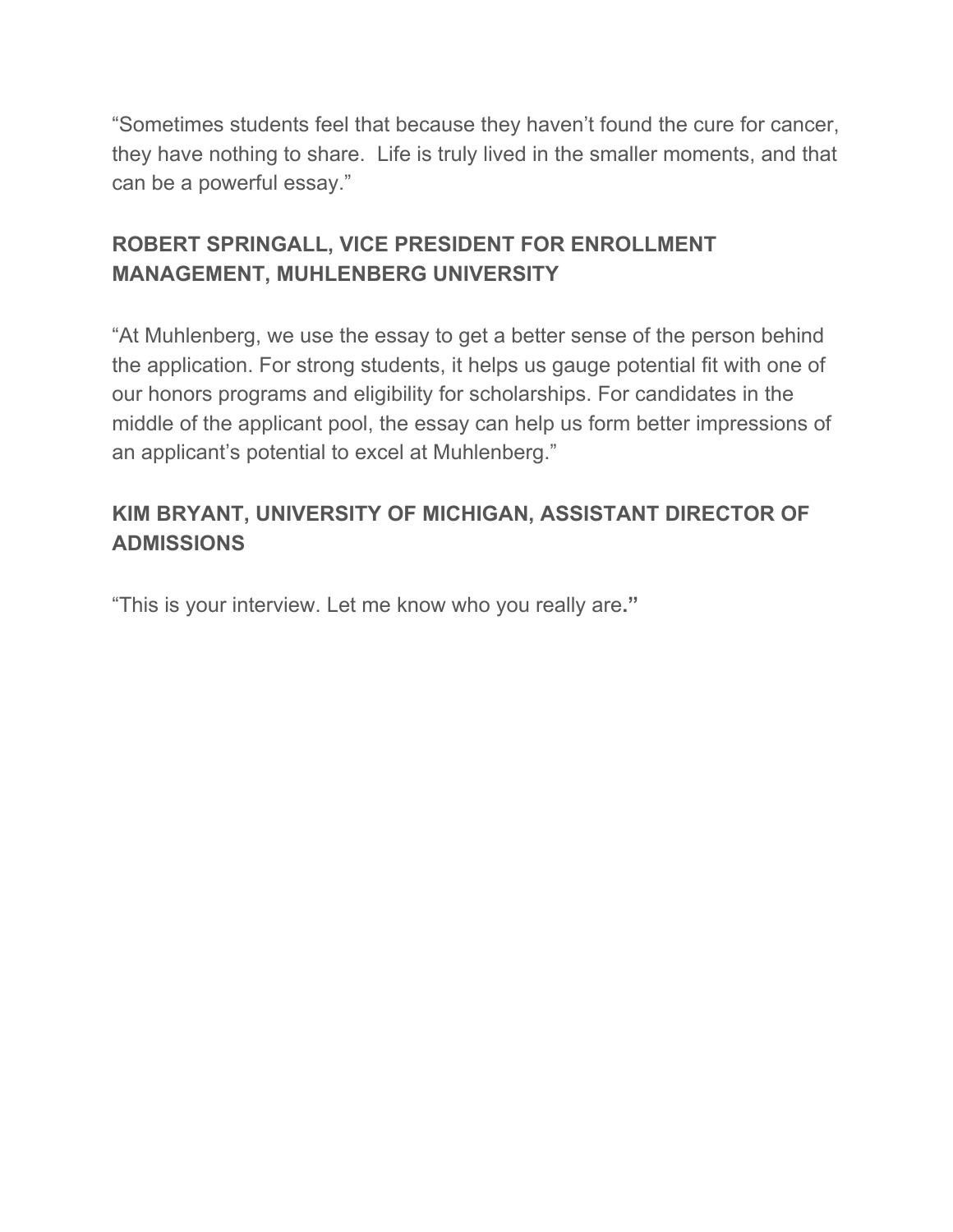"Sometimes students feel that because they haven't found the cure for cancer, they have nothing to share.  Life is truly lived in the smaller moments, and that can be a powerful essay."

### ROBERT SPRINGALL, VICE PRESIDENT FOR ENROLLMENT MANAGEMENT, MUHLENBERG UNIVERSITY

"At Muhlenberg, we use the essay to get a better sense of the person behind the application. For strong students, it helps us gauge potential fit with one of our honors programs and eligibility for scholarships. For candidates in the middle of the applicant pool, the essay can help us form better impressions of an applicant's potential to excel at Muhlenberg."

### KIM BRYANT, UNIVERSITY OF MICHIGAN, ASSISTANT DIRECTOR OF ADMISSIONS

"This is your interview. Let me know who you really are**."**